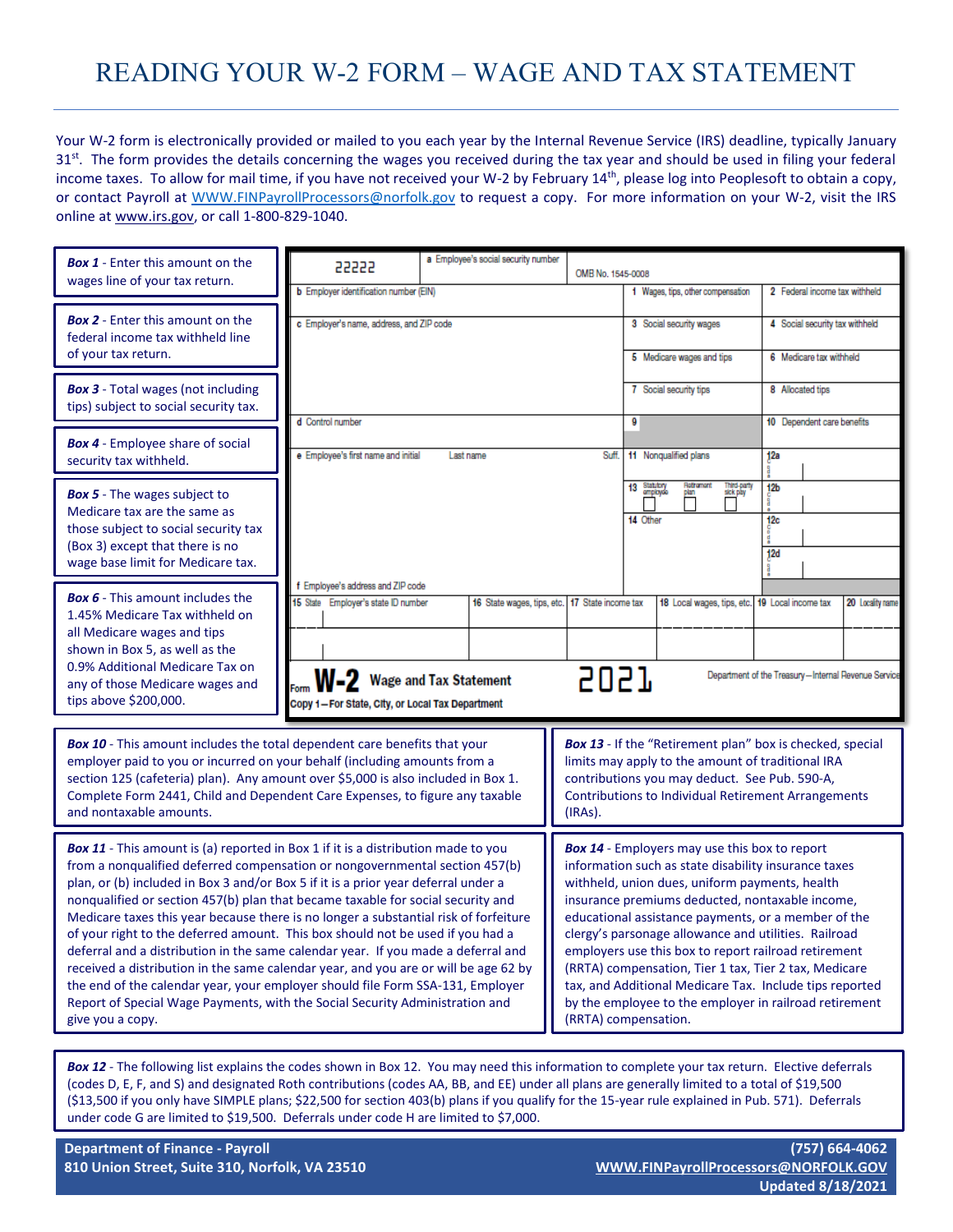# READING YOUR W-2 FORM – WAGE AND TAX STATEMENT

Your W-2 form is electronically provided or mailed to you each year by the Internal Revenue Service (IRS) deadline, typically January 31st. The form provides the details concerning the wages you received during the tax year and should be used in filing your federal income taxes. To allow for mail time, if you have not received your W-2 by February 14th, please log into Peoplesoft to obtain a copy, or contact Payroll at WWW.FINPayrollProcessors@norfolk.gov to request a copy. For more information on your W-2, visit the IRS online at www.irs.gov, or call 1-800-829-1040.

**Box 1** - Enter this amount on the wages line of your tax return.

**Box 2** - Enter this amount on the federal income tax withheld line of your tax return.

**Box 3** - Total wages (not including tips) subject to social security tax.

**Box 4** - Employee share of social security tax withheld.

**Box 5** - The wages subject to Medicare tax are the same as those subject to social security tax (Box 3) except that there is no wage base limit for Medicare tax.

**Box 6** - This amount includes the 1.45% Medicare Tax withheld on all Medicare wages and tips shown in Box 5, as well as the 0.9% Additional Medicare Tax on any of those Medicare wages and tips above $200,000.

| 22222 | a Employee's social security number | OMB No. 1545-0008 | | |
|---|---|---|---|---|
| b Employer identification number (EIN) | | | 1 Wages, tips, other compensation | 2 Federal income tax withheld |
| c Employer's name, address, and ZIP code | | | 3 Social security wages | 4 Social security tax withheld |
| | | | 5 Medicare wages and tips | 6 Medicare tax withheld |
| | | | 7 Social security tips | 8 Allocated tips |
| d Control number | | | 9 | 10 Dependent care benefits |
| e Employee's first name and initial | Last name | Suff. | 11 Nonqualified plans | 12a |
| | | | 13 Statutory employee / Retirement plan / Third-party sick pay | 12b |
| | | | 14 Other | 12c |
| | | | | 12d |
| f Employee's address and ZIP code | | | | |

| 15 State | Employer's state ID number | 16 State wages, tips, etc. | 17 State income tax | 18 Local wages, tips, etc. | 19 Local income tax | 20 Locality name |
|---|---|---|---|---|---|---|
| | | | | | | |
| | | | | | | |

Form **W-2** Wage and Tax Statement **2021** Department of the Treasury—Internal Revenue Service

Copy 1—For State, City, or Local Tax Department

**Box 10** - This amount includes the total dependent care benefits that your employer paid to you or incurred on your behalf (including amounts from a section 125 (cafeteria) plan). Any amount over $5,000 is also included in Box 1. Complete Form 2441, Child and Dependent Care Expenses, to figure any taxable and nontaxable amounts.

**Box 13** - If the "Retirement plan" box is checked, special limits may apply to the amount of traditional IRA contributions you may deduct. See Pub. 590-A, Contributions to Individual Retirement Arrangements (IRAs).

**Box 11** - This amount is (a) reported in Box 1 if it is a distribution made to you from a nonqualified deferred compensation or nongovernmental section 457(b) plan, or (b) included in Box 3 and/or Box 5 if it is a prior year deferral under a nonqualified or section 457(b) plan that became taxable for social security and Medicare taxes this year because there is no longer a substantial risk of forfeiture of your right to the deferred amount. This box should not be used if you had a deferral and a distribution in the same calendar year. If you made a deferral and received a distribution in the same calendar year, and you are or will be age 62 by the end of the calendar year, your employer should file Form SSA-131, Employer Report of Special Wage Payments, with the Social Security Administration and give you a copy.

**Box 14** - Employers may use this box to report information such as state disability insurance taxes withheld, union dues, uniform payments, health insurance premiums deducted, nontaxable income, educational assistance payments, or a member of the clergy's parsonage allowance and utilities. Railroad employers use this box to report railroad retirement (RRTA) compensation, Tier 1 tax, Tier 2 tax, Medicare tax, and Additional Medicare Tax. Include tips reported by the employee to the employer in railroad retirement (RRTA) compensation.

**Box 12** - The following list explains the codes shown in Box 12. You may need this information to complete your tax return. Elective deferrals (codes D, E, F, and S) and designated Roth contributions (codes AA, BB, and EE) under all plans are generally limited to a total of $19,500 ($13,500 if you only have SIMPLE plans; $22,500 for section 403(b) plans if you qualify for the 15-year rule explained in Pub. 571). Deferrals under code G are limited to $19,500. Deferrals under code H are limited to $7,000.

**Department of Finance - Payroll**
**810 Union Street, Suite 310, Norfolk, VA 23510**

**(757) 664-4062**
**WWW.FINPayrollProcessors@NORFOLK.GOV**
**Updated 8/18/2021**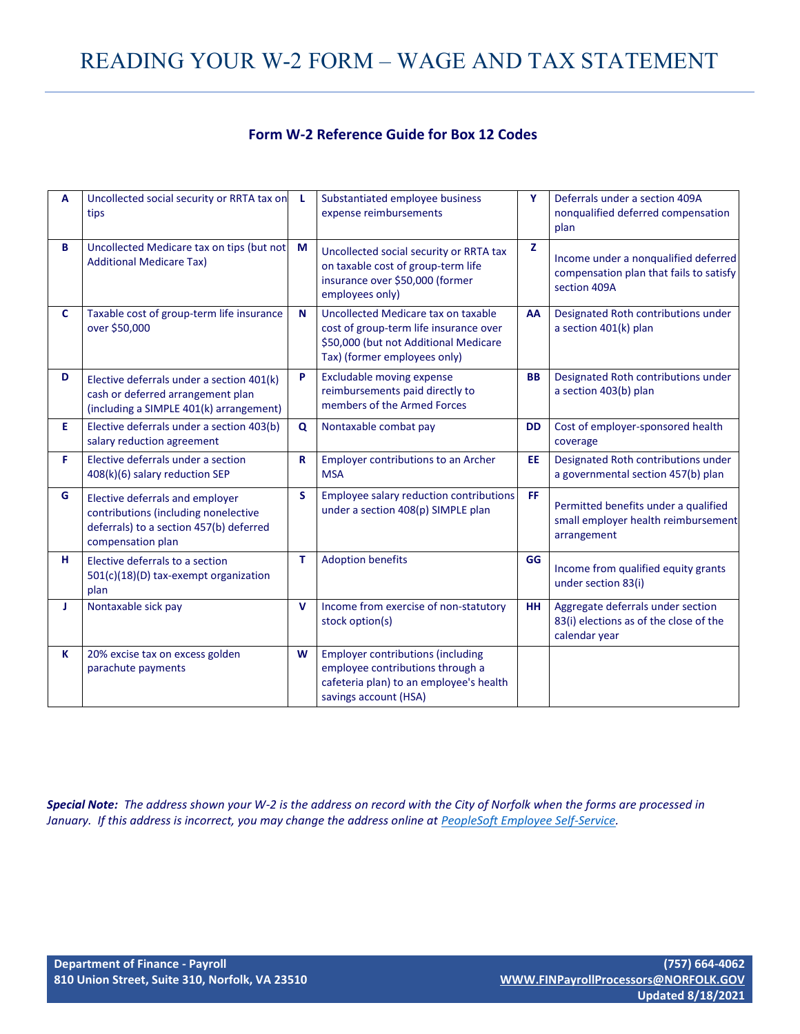# READING YOUR W-2 FORM – WAGE AND TAX STATEMENT

## Form W-2 Reference Guide for Box 12 Codes

| | | | | | |
|---|---|---|---|---|---|
| **A** | Uncollected social security or RRTA tax on tips | **L** | Substantiated employee business expense reimbursements | **Y** | Deferrals under a section 409A nonqualified deferred compensation plan |
| **B** | Uncollected Medicare tax on tips (but not Additional Medicare Tax) | **M** | Uncollected social security or RRTA tax on taxable cost of group-term life insurance over $50,000 (former employees only) | **Z** | Income under a nonqualified deferred compensation plan that fails to satisfy section 409A |
| **C** | Taxable cost of group-term life insurance over $50,000 | **N** | Uncollected Medicare tax on taxable cost of group-term life insurance over $50,000 (but not Additional Medicare Tax) (former employees only) | **AA** | Designated Roth contributions under a section 401(k) plan |
| **D** | Elective deferrals under a section 401(k) cash or deferred arrangement plan (including a SIMPLE 401(k) arrangement) | **P** | Excludable moving expense reimbursements paid directly to members of the Armed Forces | **BB** | Designated Roth contributions under a section 403(b) plan |
| **E** | Elective deferrals under a section 403(b) salary reduction agreement | **Q** | Nontaxable combat pay | **DD** | Cost of employer-sponsored health coverage |
| **F** | Elective deferrals under a section 408(k)(6) salary reduction SEP | **R** | Employer contributions to an Archer MSA | **EE** | Designated Roth contributions under a governmental section 457(b) plan |
| **G** | Elective deferrals and employer contributions (including nonelective deferrals) to a section 457(b) deferred compensation plan | **S** | Employee salary reduction contributions under a section 408(p) SIMPLE plan | **FF** | Permitted benefits under a qualified small employer health reimbursement arrangement |
| **H** | Elective deferrals to a section 501(c)(18)(D) tax-exempt organization plan | **T** | Adoption benefits | **GG** | Income from qualified equity grants under section 83(i) |
| **J** | Nontaxable sick pay | **V** | Income from exercise of non-statutory stock option(s) | **HH** | Aggregate deferrals under section 83(i) elections as of the close of the calendar year |
| **K** | 20% excise tax on excess golden parachute payments | **W** | Employer contributions (including employee contributions through a cafeteria plan) to an employee's health savings account (HSA) | | |

***Special Note:*** *The address shown your W-2 is the address on record with the City of Norfolk when the forms are processed in January. If this address is incorrect, you may change the address online at [PeopleSoft Employee Self-Service](PeopleSoft Employee Self-Service).*

**Department of Finance - Payroll**
**810 Union Street, Suite 310, Norfolk, VA 23510**

**(757) 664-4062**
**WWW.FINPayrollProcessors@NORFOLK.GOV**
**Updated 8/18/2021**